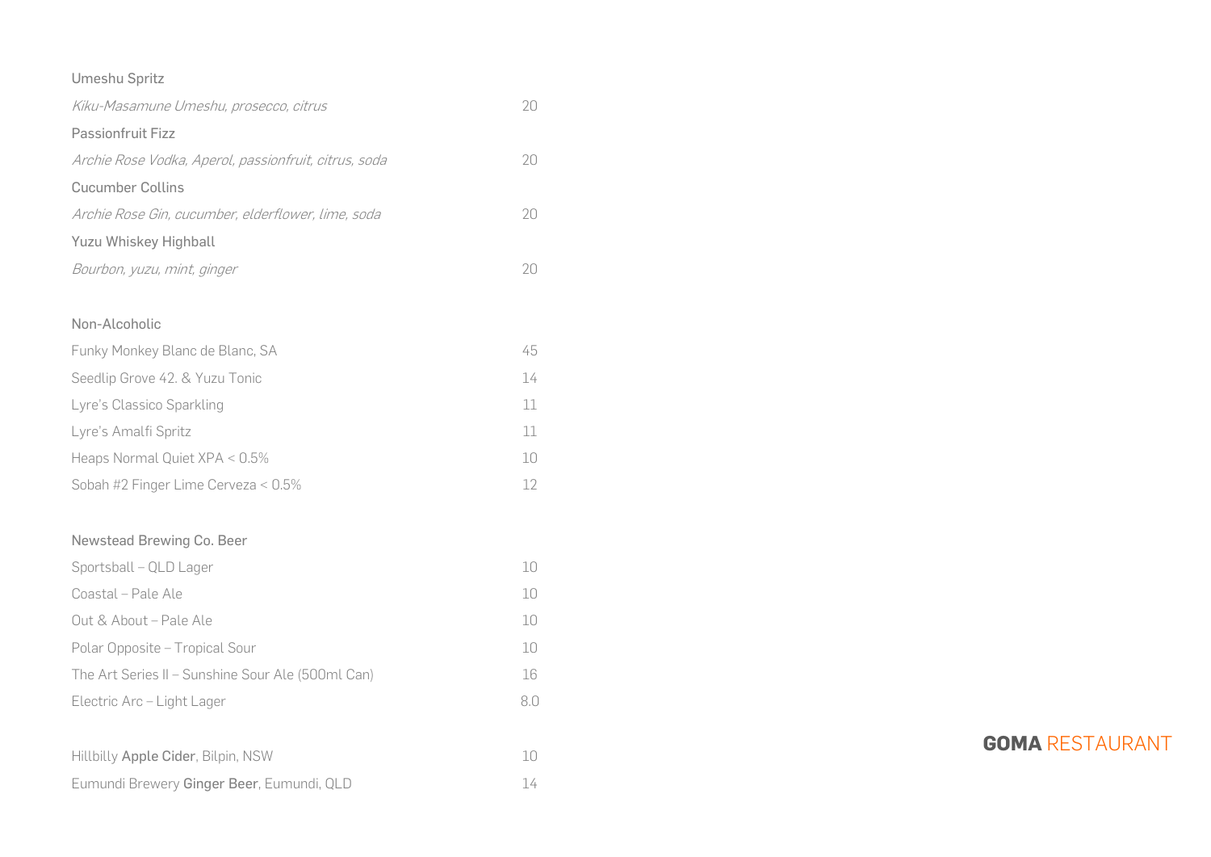Umeshu Spritz

*Kiku-Masamune Umeshu, prosecco, citrus* 20

Passionfruit Fizz

*Archie Rose Vodka, Aperol, passionfruit, citrus, soda* 20

Cucumber Collins

*Archie Rose Gin, cucumber, elderflower, lime, soda* 20

Yuzu Whiskey Highball

*Bourbon, yuzu, mint, ginger* 20

## Non-Alcoholic

| Item | Price |
|---|---|
| Funky Monkey Blanc de Blanc, SA | 45 |
| Seedlip Grove 42. & Yuzu Tonic | 14 |
| Lyre's Classico Sparkling | 11 |
| Lyre's Amalfi Spritz | 11 |
| Heaps Normal Quiet XPA < 0.5% | 10 |
| Sobah #2 Finger Lime Cerveza < 0.5% | 12 |

## Newstead Brewing Co. Beer

| Item | Price |
|---|---|
| Sportsball – QLD Lager | 10 |
| Coastal – Pale Ale | 10 |
| Out & About – Pale Ale | 10 |
| Polar Opposite – Tropical Sour | 10 |
| The Art Series II – Sunshine Sour Ale (500ml Can) | 16 |
| Electric Arc – Light Lager | 8.0 |

| Item | Price |
|---|---|
| Hillbilly **Apple Cider**, Bilpin, NSW | 10 |
| Eumundi Brewery **Ginger Beer**, Eumundi, QLD | 14 |

**GOMA** RESTAURANT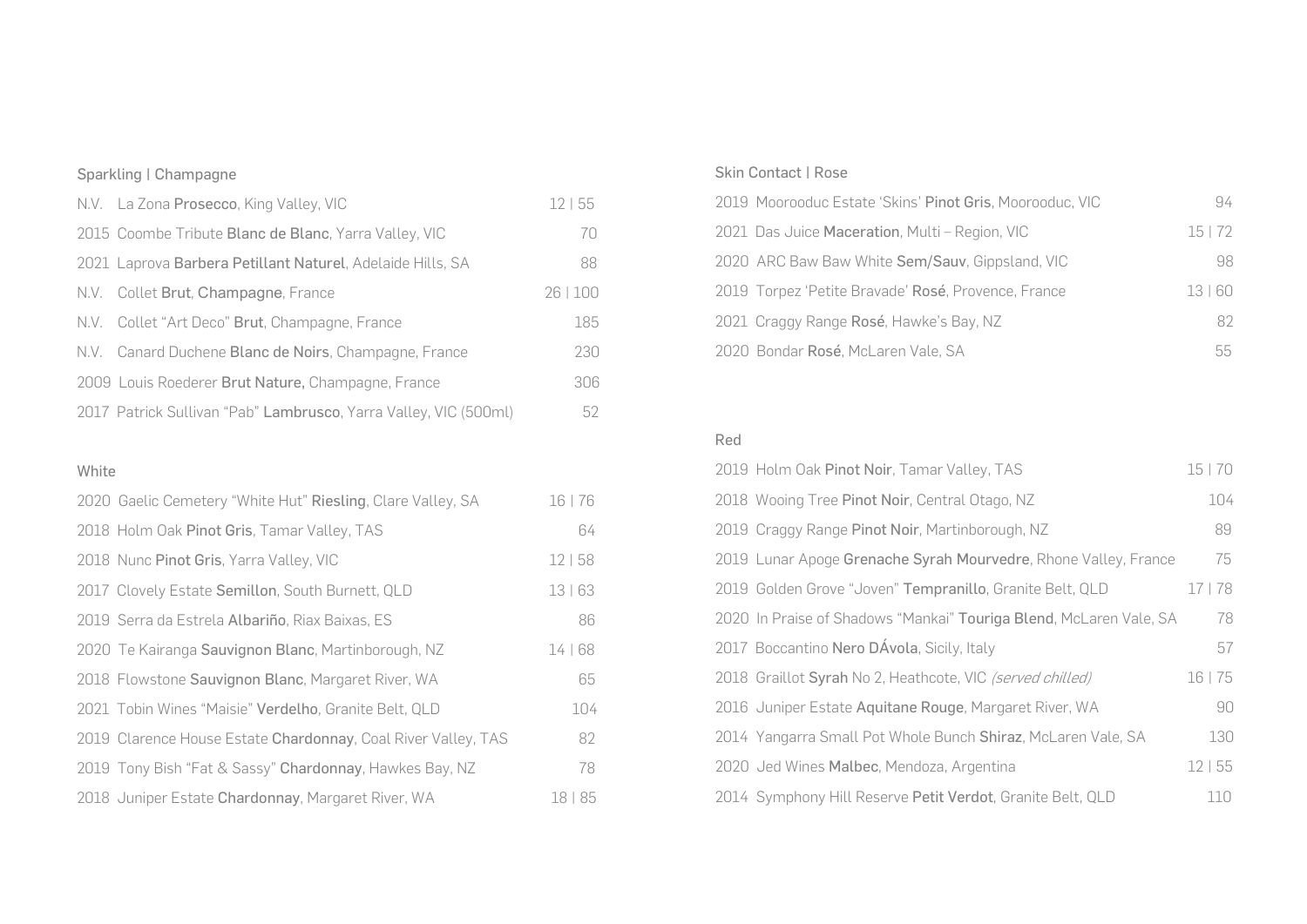## Sparkling | Champagne

| | |
|---|---|
| N.V. La Zona **Prosecco**, King Valley, VIC | 12 \| 55 |
| 2015 Coombe Tribute **Blanc de Blanc**, Yarra Valley, VIC | 70 |
| 2021 Laprova **Barbera Petillant Naturel**, Adelaide Hills, SA | 88 |
| N.V. Collet **Brut**, **Champagne**, France | 26 \| 100 |
| N.V. Collet "Art Deco" **Brut**, Champagne, France | 185 |
| N.V. Canard Duchene **Blanc de Noirs**, Champagne, France | 230 |
| 2009 Louis Roederer **Brut Nature,** Champagne, France | 306 |
| 2017 Patrick Sullivan "Pab" **Lambrusco**, Yarra Valley, VIC (500ml) | 52 |

## White

| | |
|---|---|
| 2020 Gaelic Cemetery "White Hut" **Riesling**, Clare Valley, SA | 16 \| 76 |
| 2018 Holm Oak **Pinot Gris**, Tamar Valley, TAS | 64 |
| 2018 Nunc **Pinot Gris**, Yarra Valley, VIC | 12 \| 58 |
| 2017 Clovely Estate **Semillon**, South Burnett, QLD | 13 \| 63 |
| 2019 Serra da Estrela **Albariño**, Riax Baixas, ES | 86 |
| 2020 Te Kairanga **Sauvignon Blanc**, Martinborough, NZ | 14 \| 68 |
| 2018 Flowstone **Sauvignon Blanc**, Margaret River, WA | 65 |
| 2021 Tobin Wines "Maisie" **Verdelho**, Granite Belt, QLD | 104 |
| 2019 Clarence House Estate **Chardonnay**, Coal River Valley, TAS | 82 |
| 2019 Tony Bish "Fat & Sassy" **Chardonnay**, Hawkes Bay, NZ | 78 |
| 2018 Juniper Estate **Chardonnay**, Margaret River, WA | 18 \| 85 |

## Skin Contact | Rose

| | |
|---|---|
| 2019 Moorooduc Estate 'Skins' **Pinot Gris**, Moorooduc, VIC | 94 |
| 2021 Das Juice **Maceration**, Multi – Region, VIC | 15 \| 72 |
| 2020 ARC Baw Baw White **Sem/Sauv**, Gippsland, VIC | 98 |
| 2019 Torpez 'Petite Bravade' **Rosé**, Provence, France | 13 \| 60 |
| 2021 Craggy Range **Rosé**, Hawke's Bay, NZ | 82 |
| 2020 Bondar **Rosé**, McLaren Vale, SA | 55 |

## Red

| | |
|---|---|
| 2019 Holm Oak **Pinot Noir**, Tamar Valley, TAS | 15 \| 70 |
| 2018 Wooing Tree **Pinot Noir**, Central Otago, NZ | 104 |
| 2019 Craggy Range **Pinot Noir**, Martinborough, NZ | 89 |
| 2019 Lunar Apoge **Grenache Syrah Mourvedre**, Rhone Valley, France | 75 |
| 2019 Golden Grove "Joven" **Tempranillo**, Granite Belt, QLD | 17 \| 78 |
| 2020 In Praise of Shadows "Mankai" **Touriga Blend**, McLaren Vale, SA | 78 |
| 2017 Boccantino **Nero DÁvola**, Sicily, Italy | 57 |
| 2018 Graillot **Syrah** No 2, Heathcote, VIC *(served chilled)* | 16 \| 75 |
| 2016 Juniper Estate **Aquitane Rouge**, Margaret River, WA | 90 |
| 2014 Yangarra Small Pot Whole Bunch **Shiraz**, McLaren Vale, SA | 130 |
| 2020 Jed Wines **Malbec**, Mendoza, Argentina | 12 \| 55 |
| 2014 Symphony Hill Reserve **Petit Verdot**, Granite Belt, QLD | 110 |